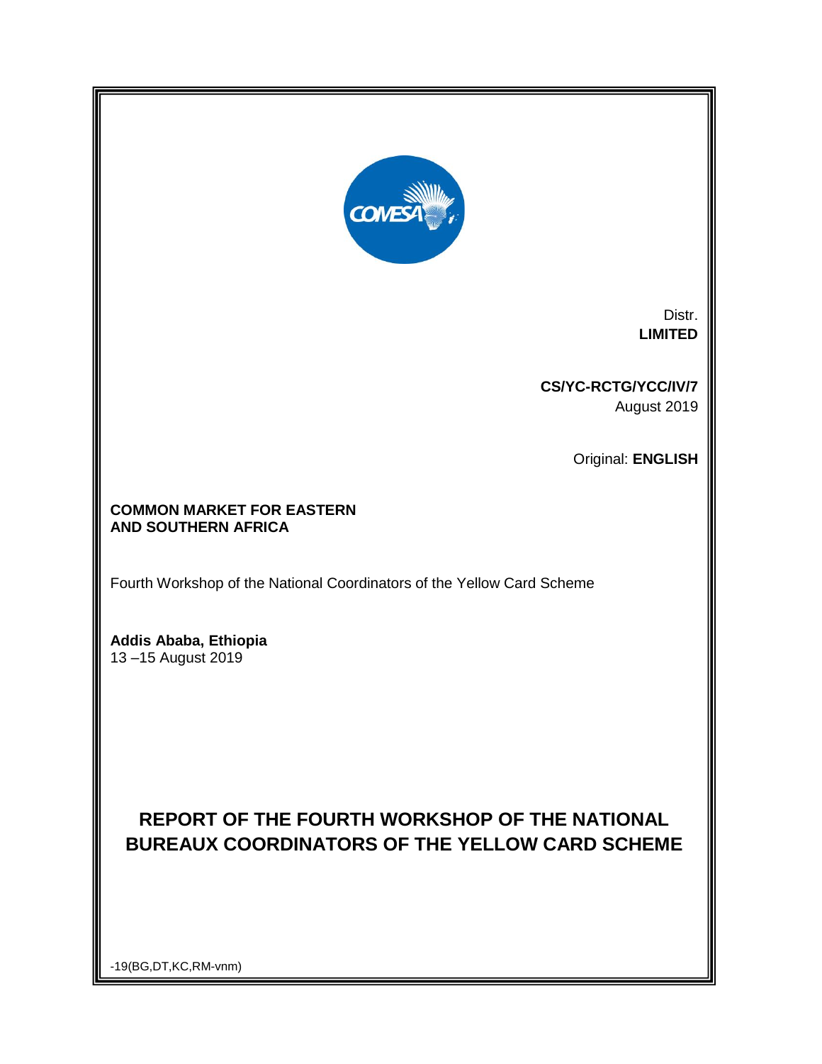Distr.
**LIMITED**

**CS/YC-RCTG/YCC/IV/7**
August 2019

Original: **ENGLISH**

**COMMON MARKET FOR EASTERN AND SOUTHERN AFRICA**

Fourth Workshop of the National Coordinators of the Yellow Card Scheme

**Addis Ababa, Ethiopia**
13 –15 August 2019

# REPORT OF THE FOURTH WORKSHOP OF THE NATIONAL BUREAUX COORDINATORS OF THE YELLOW CARD SCHEME

-19(BG,DT,KC,RM-vnm)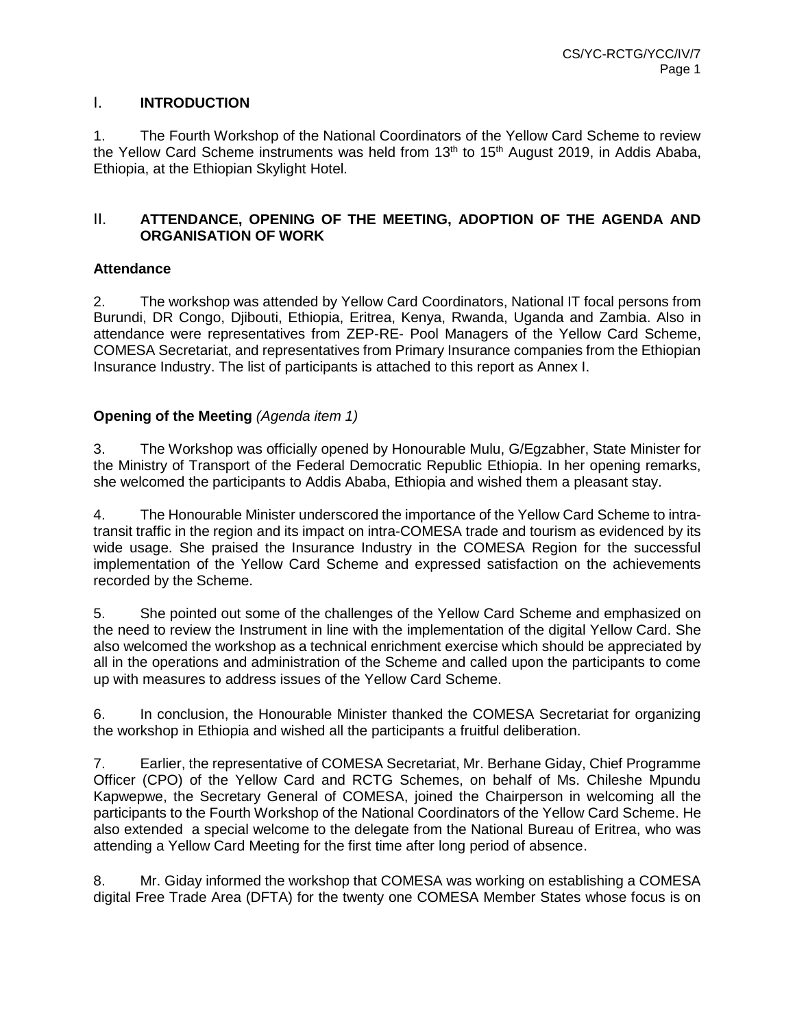## I. INTRODUCTION

1. The Fourth Workshop of the National Coordinators of the Yellow Card Scheme to review the Yellow Card Scheme instruments was held from 13th to 15th August 2019, in Addis Ababa, Ethiopia, at the Ethiopian Skylight Hotel.

## II. ATTENDANCE, OPENING OF THE MEETING, ADOPTION OF THE AGENDA AND ORGANISATION OF WORK

### Attendance

2. The workshop was attended by Yellow Card Coordinators, National IT focal persons from Burundi, DR Congo, Djibouti, Ethiopia, Eritrea, Kenya, Rwanda, Uganda and Zambia. Also in attendance were representatives from ZEP-RE- Pool Managers of the Yellow Card Scheme, COMESA Secretariat, and representatives from Primary Insurance companies from the Ethiopian Insurance Industry. The list of participants is attached to this report as Annex I.

### Opening of the Meeting *(Agenda item 1)*

3. The Workshop was officially opened by Honourable Mulu, G/Egzabher, State Minister for the Ministry of Transport of the Federal Democratic Republic Ethiopia. In her opening remarks, she welcomed the participants to Addis Ababa, Ethiopia and wished them a pleasant stay.

4. The Honourable Minister underscored the importance of the Yellow Card Scheme to intra-transit traffic in the region and its impact on intra-COMESA trade and tourism as evidenced by its wide usage. She praised the Insurance Industry in the COMESA Region for the successful implementation of the Yellow Card Scheme and expressed satisfaction on the achievements recorded by the Scheme.

5. She pointed out some of the challenges of the Yellow Card Scheme and emphasized on the need to review the Instrument in line with the implementation of the digital Yellow Card. She also welcomed the workshop as a technical enrichment exercise which should be appreciated by all in the operations and administration of the Scheme and called upon the participants to come up with measures to address issues of the Yellow Card Scheme.

6. In conclusion, the Honourable Minister thanked the COMESA Secretariat for organizing the workshop in Ethiopia and wished all the participants a fruitful deliberation.

7. Earlier, the representative of COMESA Secretariat, Mr. Berhane Giday, Chief Programme Officer (CPO) of the Yellow Card and RCTG Schemes, on behalf of Ms. Chileshe Mpundu Kapwepwe, the Secretary General of COMESA, joined the Chairperson in welcoming all the participants to the Fourth Workshop of the National Coordinators of the Yellow Card Scheme. He also extended a special welcome to the delegate from the National Bureau of Eritrea, who was attending a Yellow Card Meeting for the first time after long period of absence.

8. Mr. Giday informed the workshop that COMESA was working on establishing a COMESA digital Free Trade Area (DFTA) for the twenty one COMESA Member States whose focus is on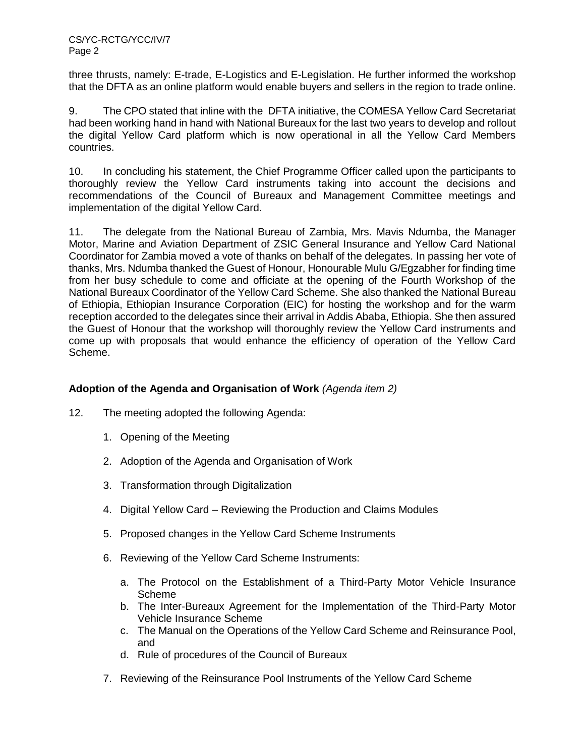three thrusts, namely: E-trade, E-Logistics and E-Legislation. He further informed the workshop that the DFTA as an online platform would enable buyers and sellers in the region to trade online.

9. The CPO stated that inline with the DFTA initiative, the COMESA Yellow Card Secretariat had been working hand in hand with National Bureaux for the last two years to develop and rollout the digital Yellow Card platform which is now operational in all the Yellow Card Members countries.

10. In concluding his statement, the Chief Programme Officer called upon the participants to thoroughly review the Yellow Card instruments taking into account the decisions and recommendations of the Council of Bureaux and Management Committee meetings and implementation of the digital Yellow Card.

11. The delegate from the National Bureau of Zambia, Mrs. Mavis Ndumba, the Manager Motor, Marine and Aviation Department of ZSIC General Insurance and Yellow Card National Coordinator for Zambia moved a vote of thanks on behalf of the delegates. In passing her vote of thanks, Mrs. Ndumba thanked the Guest of Honour, Honourable Mulu G/Egzabher for finding time from her busy schedule to come and officiate at the opening of the Fourth Workshop of the National Bureaux Coordinator of the Yellow Card Scheme. She also thanked the National Bureau of Ethiopia, Ethiopian Insurance Corporation (EIC) for hosting the workshop and for the warm reception accorded to the delegates since their arrival in Addis Ababa, Ethiopia. She then assured the Guest of Honour that the workshop will thoroughly review the Yellow Card instruments and come up with proposals that would enhance the efficiency of operation of the Yellow Card Scheme.

**Adoption of the Agenda and Organisation of Work** *(Agenda item 2)*

12. The meeting adopted the following Agenda:

1. Opening of the Meeting
2. Adoption of the Agenda and Organisation of Work
3. Transformation through Digitalization
4. Digital Yellow Card – Reviewing the Production and Claims Modules
5. Proposed changes in the Yellow Card Scheme Instruments
6. Reviewing of the Yellow Card Scheme Instruments:
   a. The Protocol on the Establishment of a Third-Party Motor Vehicle Insurance Scheme
   b. The Inter-Bureaux Agreement for the Implementation of the Third-Party Motor Vehicle Insurance Scheme
   c. The Manual on the Operations of the Yellow Card Scheme and Reinsurance Pool, and
   d. Rule of procedures of the Council of Bureaux
7. Reviewing of the Reinsurance Pool Instruments of the Yellow Card Scheme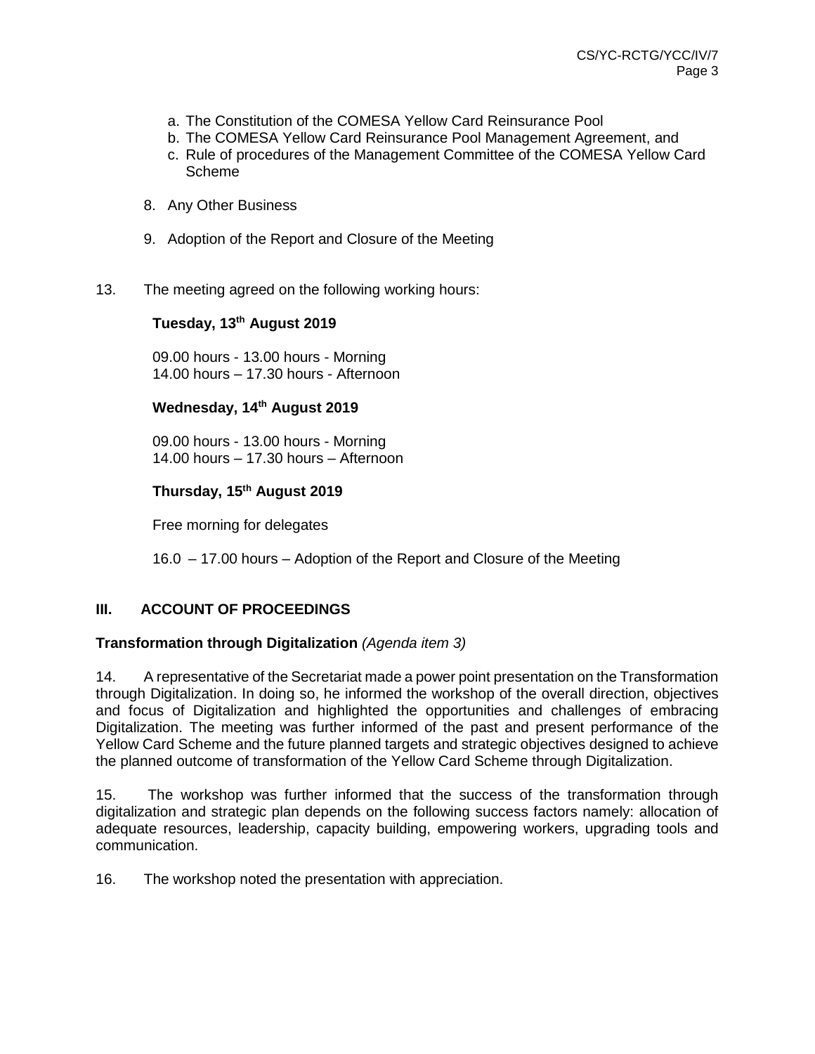a. The Constitution of the COMESA Yellow Card Reinsurance Pool
b. The COMESA Yellow Card Reinsurance Pool Management Agreement, and
c. Rule of procedures of the Management Committee of the COMESA Yellow Card Scheme

8. Any Other Business

9. Adoption of the Report and Closure of the Meeting

13. The meeting agreed on the following working hours:

**Tuesday, 13th August 2019**

09.00 hours - 13.00 hours - Morning
14.00 hours – 17.30 hours - Afternoon

**Wednesday, 14th August 2019**

09.00 hours - 13.00 hours - Morning
14.00 hours – 17.30 hours – Afternoon

**Thursday, 15th August 2019**

Free morning for delegates

16.0 – 17.00 hours – Adoption of the Report and Closure of the Meeting

## III. ACCOUNT OF PROCEEDINGS

**Transformation through Digitalization** *(Agenda item 3)*

14. A representative of the Secretariat made a power point presentation on the Transformation through Digitalization. In doing so, he informed the workshop of the overall direction, objectives and focus of Digitalization and highlighted the opportunities and challenges of embracing Digitalization. The meeting was further informed of the past and present performance of the Yellow Card Scheme and the future planned targets and strategic objectives designed to achieve the planned outcome of transformation of the Yellow Card Scheme through Digitalization.

15. The workshop was further informed that the success of the transformation through digitalization and strategic plan depends on the following success factors namely: allocation of adequate resources, leadership, capacity building, empowering workers, upgrading tools and communication.

16. The workshop noted the presentation with appreciation.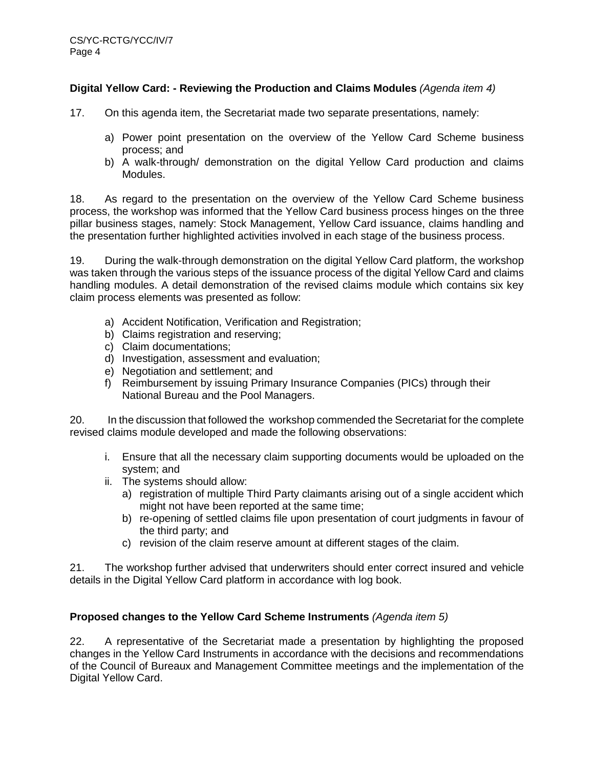**Digital Yellow Card: - Reviewing the Production and Claims Modules** *(Agenda item 4)*

17. On this agenda item, the Secretariat made two separate presentations, namely:

a) Power point presentation on the overview of the Yellow Card Scheme business process; and
b) A walk-through/ demonstration on the digital Yellow Card production and claims Modules.

18. As regard to the presentation on the overview of the Yellow Card Scheme business process, the workshop was informed that the Yellow Card business process hinges on the three pillar business stages, namely: Stock Management, Yellow Card issuance, claims handling and the presentation further highlighted activities involved in each stage of the business process.

19. During the walk-through demonstration on the digital Yellow Card platform, the workshop was taken through the various steps of the issuance process of the digital Yellow Card and claims handling modules. A detail demonstration of the revised claims module which contains six key claim process elements was presented as follow:

a) Accident Notification, Verification and Registration;
b) Claims registration and reserving;
c) Claim documentations;
d) Investigation, assessment and evaluation;
e) Negotiation and settlement; and
f) Reimbursement by issuing Primary Insurance Companies (PICs) through their National Bureau and the Pool Managers.

20. In the discussion that followed the workshop commended the Secretariat for the complete revised claims module developed and made the following observations:

i. Ensure that all the necessary claim supporting documents would be uploaded on the system; and
ii. The systems should allow:
    a) registration of multiple Third Party claimants arising out of a single accident which might not have been reported at the same time;
    b) re-opening of settled claims file upon presentation of court judgments in favour of the third party; and
    c) revision of the claim reserve amount at different stages of the claim.

21. The workshop further advised that underwriters should enter correct insured and vehicle details in the Digital Yellow Card platform in accordance with log book.

**Proposed changes to the Yellow Card Scheme Instruments** *(Agenda item 5)*

22. A representative of the Secretariat made a presentation by highlighting the proposed changes in the Yellow Card Instruments in accordance with the decisions and recommendations of the Council of Bureaux and Management Committee meetings and the implementation of the Digital Yellow Card.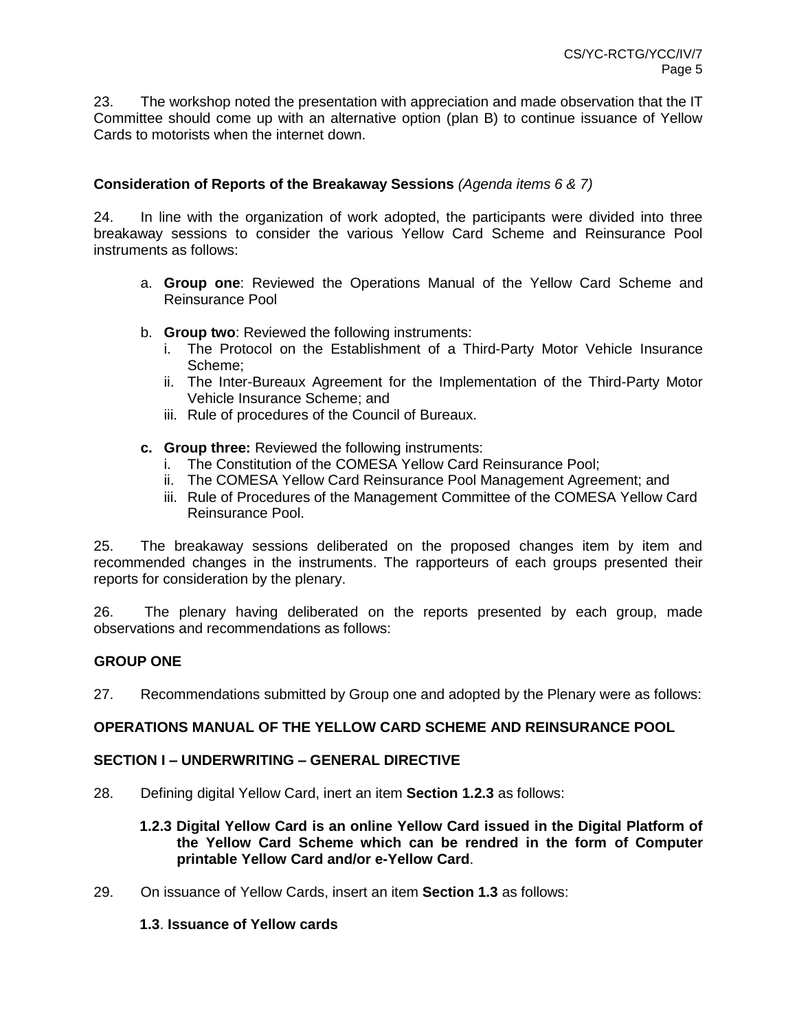23. The workshop noted the presentation with appreciation and made observation that the IT Committee should come up with an alternative option (plan B) to continue issuance of Yellow Cards to motorists when the internet down.

**Consideration of Reports of the Breakaway Sessions** *(Agenda items 6 & 7)*

24. In line with the organization of work adopted, the participants were divided into three breakaway sessions to consider the various Yellow Card Scheme and Reinsurance Pool instruments as follows:

a. **Group one**: Reviewed the Operations Manual of the Yellow Card Scheme and Reinsurance Pool

b. **Group two**: Reviewed the following instruments:
   i. The Protocol on the Establishment of a Third-Party Motor Vehicle Insurance Scheme;
   ii. The Inter-Bureaux Agreement for the Implementation of the Third-Party Motor Vehicle Insurance Scheme; and
   iii. Rule of procedures of the Council of Bureaux.

**c. Group three:** Reviewed the following instruments:
   i. The Constitution of the COMESA Yellow Card Reinsurance Pool;
   ii. The COMESA Yellow Card Reinsurance Pool Management Agreement; and
   iii. Rule of Procedures of the Management Committee of the COMESA Yellow Card Reinsurance Pool.

25. The breakaway sessions deliberated on the proposed changes item by item and recommended changes in the instruments. The rapporteurs of each groups presented their reports for consideration by the plenary.

26. The plenary having deliberated on the reports presented by each group, made observations and recommendations as follows:

**GROUP ONE**

27. Recommendations submitted by Group one and adopted by the Plenary were as follows:

**OPERATIONS MANUAL OF THE YELLOW CARD SCHEME AND REINSURANCE POOL**

**SECTION I – UNDERWRITING – GENERAL DIRECTIVE**

28. Defining digital Yellow Card, inert an item **Section 1.2.3** as follows:

> **1.2.3 Digital Yellow Card is an online Yellow Card issued in the Digital Platform of the Yellow Card Scheme which can be rendred in the form of Computer printable Yellow Card and/or e-Yellow Card**.

29. On issuance of Yellow Cards, insert an item **Section 1.3** as follows:

> **1.3**. **Issuance of Yellow cards**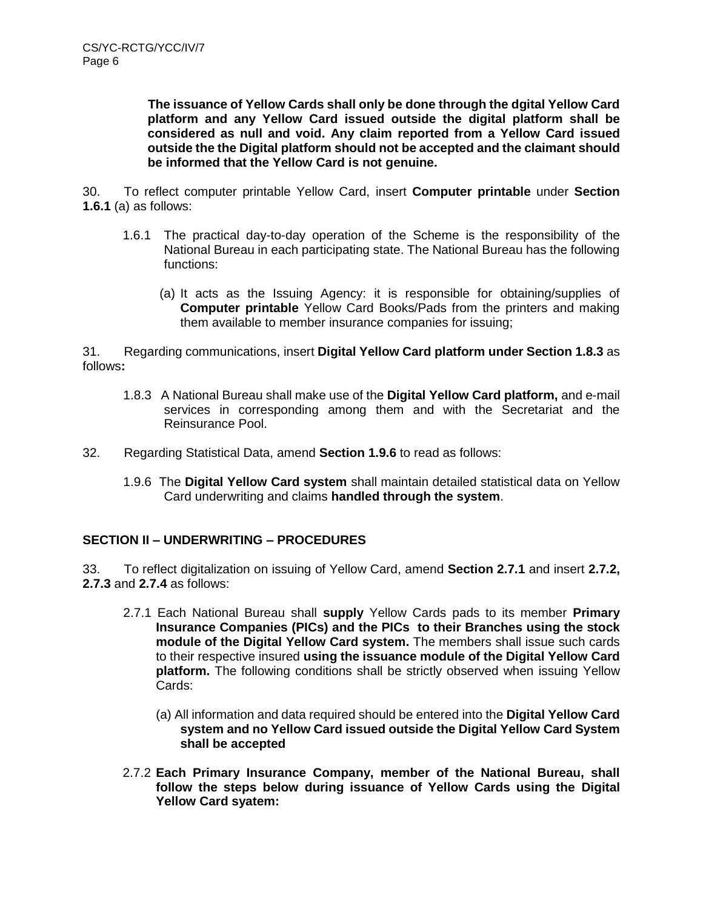**The issuance of Yellow Cards shall only be done through the dgital Yellow Card platform and any Yellow Card issued outside the digital platform shall be considered as null and void. Any claim reported from a Yellow Card issued outside the the Digital platform should not be accepted and the claimant should be informed that the Yellow Card is not genuine.**

30. To reflect computer printable Yellow Card, insert **Computer printable** under **Section 1.6.1** (a) as follows:

1.6.1 The practical day-to-day operation of the Scheme is the responsibility of the National Bureau in each participating state. The National Bureau has the following functions:

(a) It acts as the Issuing Agency: it is responsible for obtaining/supplies of **Computer printable** Yellow Card Books/Pads from the printers and making them available to member insurance companies for issuing;

31. Regarding communications, insert **Digital Yellow Card platform under Section 1.8.3** as follows**:**

1.8.3 A National Bureau shall make use of the **Digital Yellow Card platform,** and e-mail services in corresponding among them and with the Secretariat and the Reinsurance Pool.

32. Regarding Statistical Data, amend **Section 1.9.6** to read as follows:

1.9.6 The **Digital Yellow Card system** shall maintain detailed statistical data on Yellow Card underwriting and claims **handled through the system**.

## SECTION II – UNDERWRITING – PROCEDURES

33. To reflect digitalization on issuing of Yellow Card, amend **Section 2.7.1** and insert **2.7.2, 2.7.3** and **2.7.4** as follows:

2.7.1 Each National Bureau shall **supply** Yellow Cards pads to its member **Primary Insurance Companies (PICs) and the PICs to their Branches using the stock module of the Digital Yellow Card system.** The members shall issue such cards to their respective insured **using the issuance module of the Digital Yellow Card platform.** The following conditions shall be strictly observed when issuing Yellow Cards:

(a) All information and data required should be entered into the **Digital Yellow Card system and no Yellow Card issued outside the Digital Yellow Card System shall be accepted**

2.7.2 **Each Primary Insurance Company, member of the National Bureau, shall follow the steps below during issuance of Yellow Cards using the Digital Yellow Card syatem:**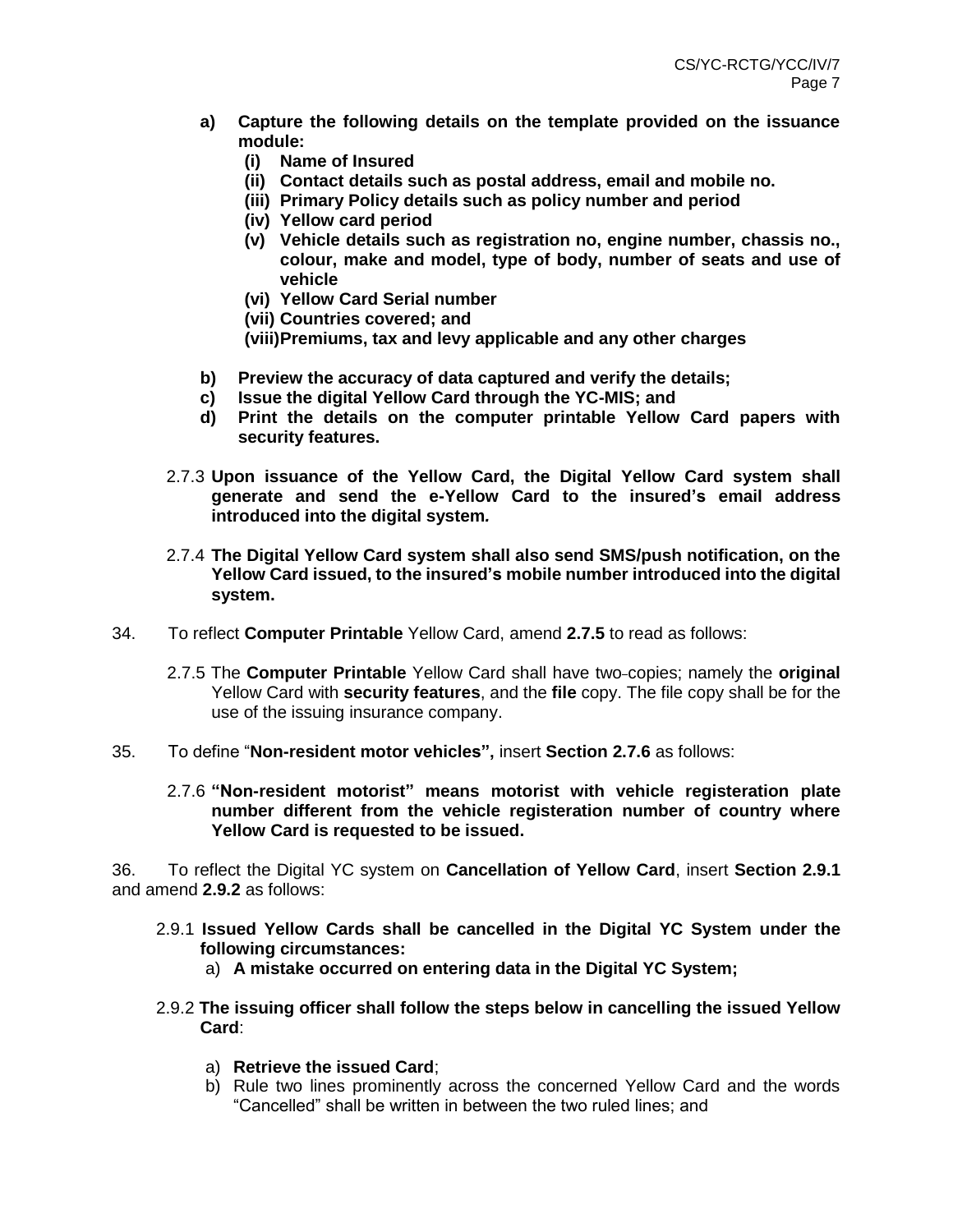**a) Capture the following details on the template provided on the issuance module:**

- **(i) Name of Insured**
- **(ii) Contact details such as postal address, email and mobile no.**
- **(iii) Primary Policy details such as policy number and period**
- **(iv) Yellow card period**
- **(v) Vehicle details such as registration no, engine number, chassis no., colour, make and model, type of body, number of seats and use of vehicle**
- **(vi) Yellow Card Serial number**
- **(vii) Countries covered; and**
- **(viii)Premiums, tax and levy applicable and any other charges**

**b) Preview the accuracy of data captured and verify the details;**

**c) Issue the digital Yellow Card through the YC-MIS; and**

**d) Print the details on the computer printable Yellow Card papers with security features.**

2.7.3 **Upon issuance of the Yellow Card, the Digital Yellow Card system shall generate and send the e-Yellow Card to the insured's email address introduced into the digital system.**

2.7.4 **The Digital Yellow Card system shall also send SMS/push notification, on the Yellow Card issued, to the insured's mobile number introduced into the digital system.**

34. To reflect **Computer Printable** Yellow Card, amend **2.7.5** to read as follows:

2.7.5 The **Computer Printable** Yellow Card shall have two copies; namely the **original** Yellow Card with **security features**, and the **file** copy. The file copy shall be for the use of the issuing insurance company.

35. To define "**Non-resident motor vehicles",** insert **Section 2.7.6** as follows:

2.7.6 **"Non-resident motorist" means motorist with vehicle registeration plate number different from the vehicle registeration number of country where Yellow Card is requested to be issued.**

36. To reflect the Digital YC system on **Cancellation of Yellow Card**, insert **Section 2.9.1** and amend **2.9.2** as follows:

2.9.1 **Issued Yellow Cards shall be cancelled in the Digital YC System under the following circumstances:**

a) **A mistake occurred on entering data in the Digital YC System;**

2.9.2 **The issuing officer shall follow the steps below in cancelling the issued Yellow Card**:

a) **Retrieve the issued Card**;

b) Rule two lines prominently across the concerned Yellow Card and the words "Cancelled" shall be written in between the two ruled lines; and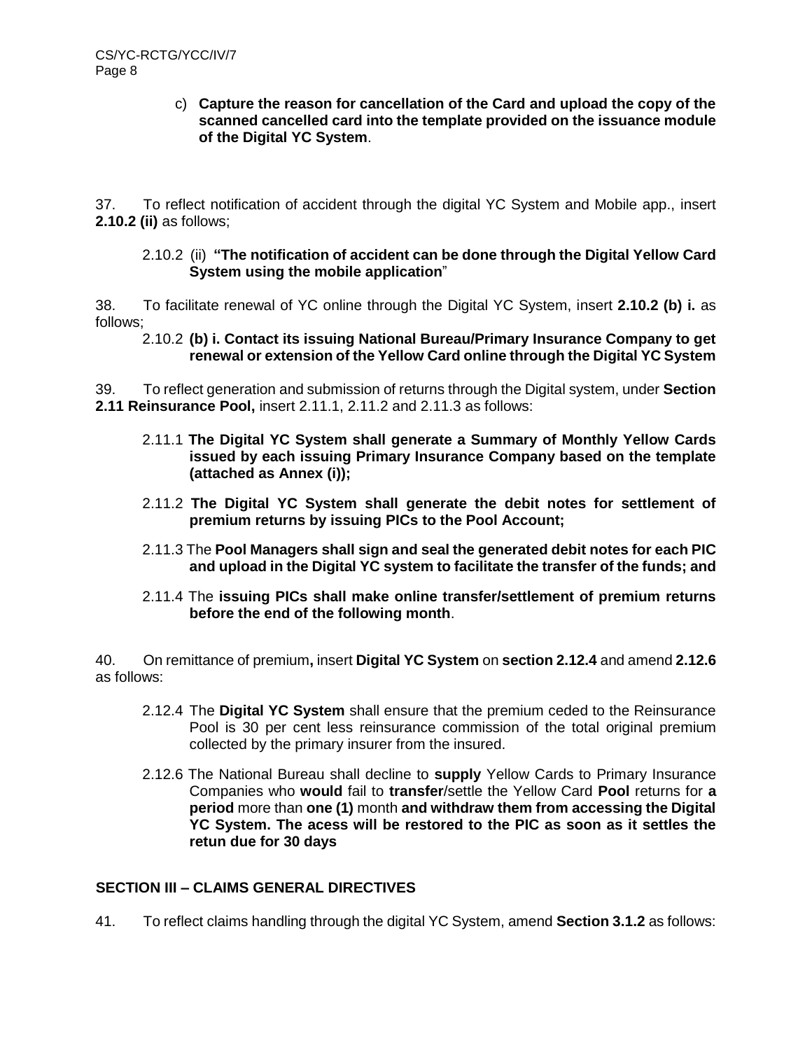c) **Capture the reason for cancellation of the Card and upload the copy of the scanned cancelled card into the template provided on the issuance module of the Digital YC System**.

37. To reflect notification of accident through the digital YC System and Mobile app., insert **2.10.2 (ii)** as follows;

2.10.2 (ii) **"The notification of accident can be done through the Digital Yellow Card System using the mobile application**"

38. To facilitate renewal of YC online through the Digital YC System, insert **2.10.2 (b) i.** as follows;

2.10.2 **(b) i. Contact its issuing National Bureau/Primary Insurance Company to get renewal or extension of the Yellow Card online through the Digital YC System**

39. To reflect generation and submission of returns through the Digital system, under **Section 2.11 Reinsurance Pool,** insert 2.11.1, 2.11.2 and 2.11.3 as follows:

2.11.1 **The Digital YC System shall generate a Summary of Monthly Yellow Cards issued by each issuing Primary Insurance Company based on the template (attached as Annex (i));**

2.11.2 **The Digital YC System shall generate the debit notes for settlement of premium returns by issuing PICs to the Pool Account;**

2.11.3 The **Pool Managers shall sign and seal the generated debit notes for each PIC and upload in the Digital YC system to facilitate the transfer of the funds; and**

2.11.4 The **issuing PICs shall make online transfer/settlement of premium returns before the end of the following month**.

40. On remittance of premium**,** insert **Digital YC System** on **section 2.12.4** and amend **2.12.6** as follows:

2.12.4 The **Digital YC System** shall ensure that the premium ceded to the Reinsurance Pool is 30 per cent less reinsurance commission of the total original premium collected by the primary insurer from the insured.

2.12.6 The National Bureau shall decline to **supply** Yellow Cards to Primary Insurance Companies who **would** fail to **transfer**/settle the Yellow Card **Pool** returns for **a period** more than **one (1)** month **and withdraw them from accessing the Digital YC System. The acess will be restored to the PIC as soon as it settles the retun due for 30 days**

## SECTION III – CLAIMS GENERAL DIRECTIVES

41. To reflect claims handling through the digital YC System, amend **Section 3.1.2** as follows: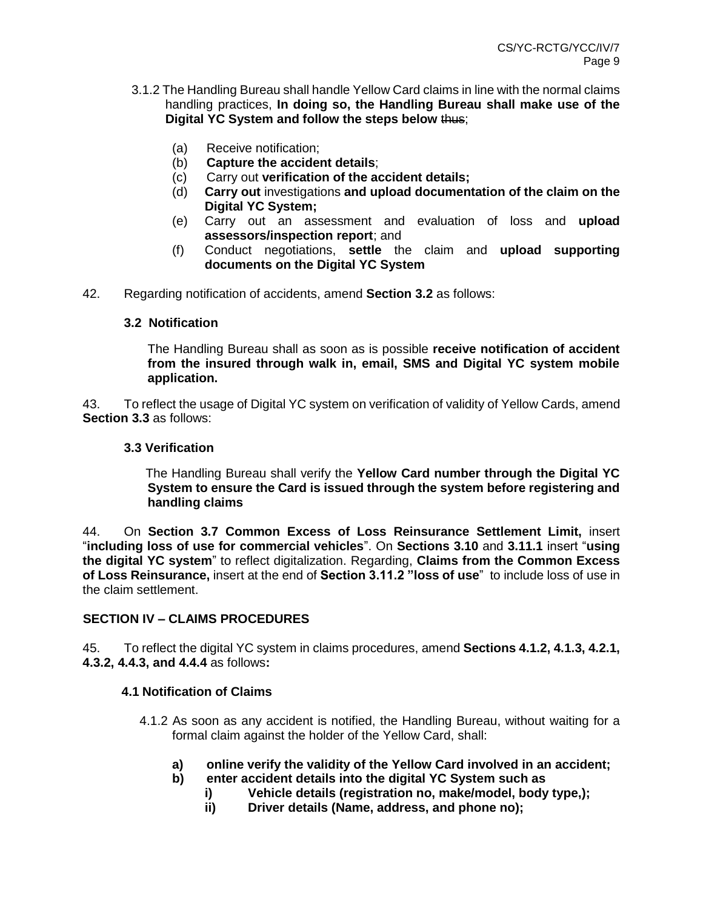3.1.2 The Handling Bureau shall handle Yellow Card claims in line with the normal claims handling practices, **In doing so, the Handling Bureau shall make use of the Digital YC System and follow the steps below** ~~thus~~;

(a) Receive notification;
(b) **Capture the accident details**;
(c) Carry out **verification of the accident details;**
(d) **Carry out** investigations **and upload documentation of the claim on the Digital YC System;**
(e) Carry out an assessment and evaluation of loss and **upload assessors/inspection report**; and
(f) Conduct negotiations, **settle** the claim and **upload supporting documents on the Digital YC System**

42. Regarding notification of accidents, amend **Section 3.2** as follows:

**3.2 Notification**

The Handling Bureau shall as soon as is possible **receive notification of accident from the insured through walk in, email, SMS and Digital YC system mobile application.**

43. To reflect the usage of Digital YC system on verification of validity of Yellow Cards, amend **Section 3.3** as follows:

**3.3 Verification**

The Handling Bureau shall verify the **Yellow Card number through the Digital YC System to ensure the Card is issued through the system before registering and handling claims**

44. On **Section 3.7 Common Excess of Loss Reinsurance Settlement Limit,** insert "**including loss of use for commercial vehicles**". On **Sections 3.10** and **3.11.1** insert "**using the digital YC system**" to reflect digitalization. Regarding, **Claims from the Common Excess of Loss Reinsurance,** insert at the end of **Section 3.11.2 "loss of use**" to include loss of use in the claim settlement.

## SECTION IV – CLAIMS PROCEDURES

45. To reflect the digital YC system in claims procedures, amend **Sections 4.1.2, 4.1.3, 4.2.1, 4.3.2, 4.4.3, and 4.4.4** as follows**:**

**4.1 Notification of Claims**

4.1.2 As soon as any accident is notified, the Handling Bureau, without waiting for a formal claim against the holder of the Yellow Card, shall:

**a) online verify the validity of the Yellow Card involved in an accident;**
**b) enter accident details into the digital YC System such as**
   **i) Vehicle details (registration no, make/model, body type,);**
   **ii) Driver details (Name, address, and phone no);**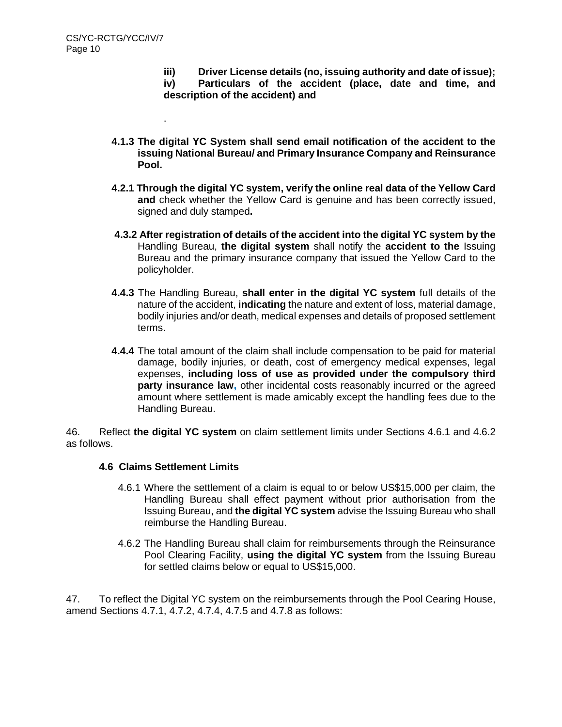**iii) Driver License details (no, issuing authority and date of issue);**
**iv) Particulars of the accident (place, date and time, and description of the accident) and**

.

**4.1.3 The digital YC System shall send email notification of the accident to the issuing National Bureau/ and Primary Insurance Company and Reinsurance Pool.**

**4.2.1 Through the digital YC system, verify the online real data of the Yellow Card and** check whether the Yellow Card is genuine and has been correctly issued, signed and duly stamped**.**

**4.3.2 After registration of details of the accident into the digital YC system by the** Handling Bureau, **the digital system** shall notify the **accident to the** Issuing Bureau and the primary insurance company that issued the Yellow Card to the policyholder.

**4.4.3** The Handling Bureau, **shall enter in the digital YC system** full details of the nature of the accident, **indicating** the nature and extent of loss, material damage, bodily injuries and/or death, medical expenses and details of proposed settlement terms.

**4.4.4** The total amount of the claim shall include compensation to be paid for material damage, bodily injuries, or death, cost of emergency medical expenses, legal expenses, **including loss of use as provided under the compulsory third party insurance law,** other incidental costs reasonably incurred or the agreed amount where settlement is made amicably except the handling fees due to the Handling Bureau.

46. Reflect **the digital YC system** on claim settlement limits under Sections 4.6.1 and 4.6.2 as follows.

**4.6 Claims Settlement Limits**

4.6.1 Where the settlement of a claim is equal to or below US$15,000 per claim, the Handling Bureau shall effect payment without prior authorisation from the Issuing Bureau, and **the digital YC system** advise the Issuing Bureau who shall reimburse the Handling Bureau.

4.6.2 The Handling Bureau shall claim for reimbursements through the Reinsurance Pool Clearing Facility, **using the digital YC system** from the Issuing Bureau for settled claims below or equal to US$15,000.

47. To reflect the Digital YC system on the reimbursements through the Pool Cearing House, amend Sections 4.7.1, 4.7.2, 4.7.4, 4.7.5 and 4.7.8 as follows: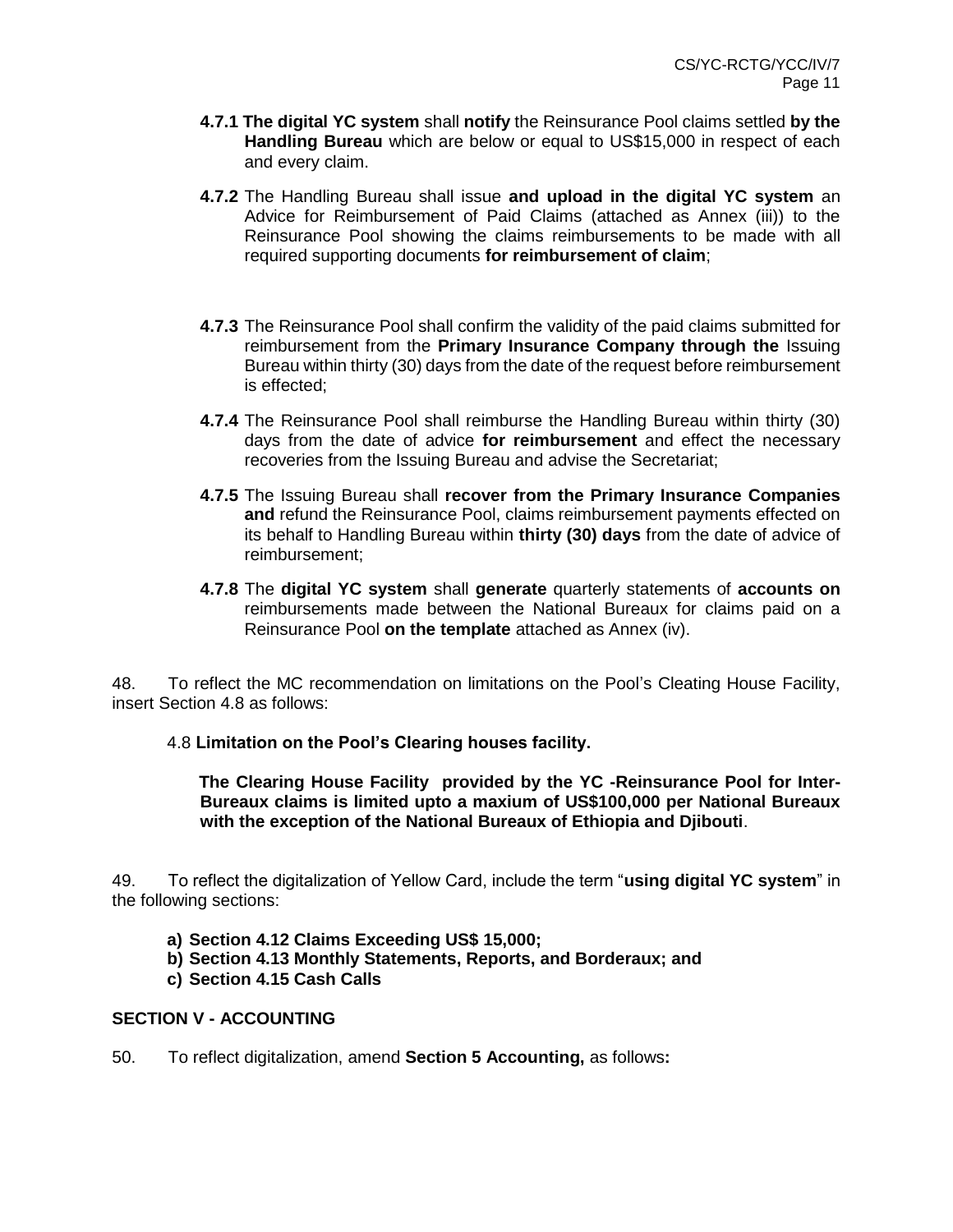**4.7.1 The digital YC system** shall **notify** the Reinsurance Pool claims settled **by the Handling Bureau** which are below or equal to US$15,000 in respect of each and every claim.

**4.7.2** The Handling Bureau shall issue **and upload in the digital YC system** an Advice for Reimbursement of Paid Claims (attached as Annex (iii)) to the Reinsurance Pool showing the claims reimbursements to be made with all required supporting documents **for reimbursement of claim**;

**4.7.3** The Reinsurance Pool shall confirm the validity of the paid claims submitted for reimbursement from the **Primary Insurance Company through the** Issuing Bureau within thirty (30) days from the date of the request before reimbursement is effected;

**4.7.4** The Reinsurance Pool shall reimburse the Handling Bureau within thirty (30) days from the date of advice **for reimbursement** and effect the necessary recoveries from the Issuing Bureau and advise the Secretariat;

**4.7.5** The Issuing Bureau shall **recover from the Primary Insurance Companies and** refund the Reinsurance Pool, claims reimbursement payments effected on its behalf to Handling Bureau within **thirty (30) days** from the date of advice of reimbursement;

**4.7.8** The **digital YC system** shall **generate** quarterly statements of **accounts on** reimbursements made between the National Bureaux for claims paid on a Reinsurance Pool **on the template** attached as Annex (iv).

48. To reflect the MC recommendation on limitations on the Pool's Cleating House Facility, insert Section 4.8 as follows:

4.8 **Limitation on the Pool's Clearing houses facility.**

**The Clearing House Facility provided by the YC -Reinsurance Pool for Inter-Bureaux claims is limited upto a maxium of US$100,000 per National Bureaux with the exception of the National Bureaux of Ethiopia and Djibouti**.

49. To reflect the digitalization of Yellow Card, include the term "**using digital YC system**" in the following sections:

- **a) Section 4.12 Claims Exceeding US$ 15,000;**
- **b) Section 4.13 Monthly Statements, Reports, and Borderaux; and**
- **c) Section 4.15 Cash Calls**

**SECTION V - ACCOUNTING**

50. To reflect digitalization, amend **Section 5 Accounting,** as follows**:**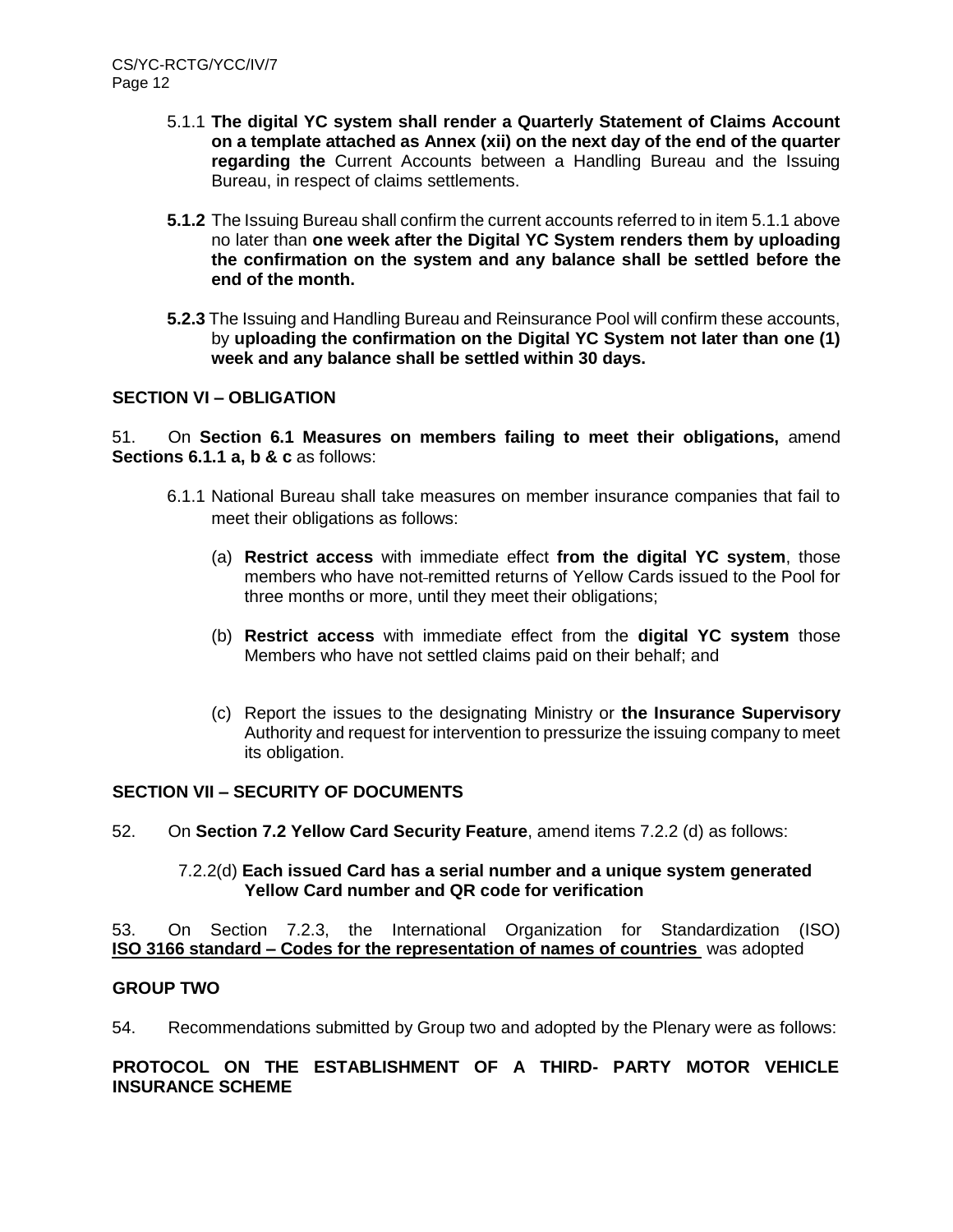5.1.1 **The digital YC system shall render a Quarterly Statement of Claims Account on a template attached as Annex (xii) on the next day of the end of the quarter regarding the** Current Accounts between a Handling Bureau and the Issuing Bureau, in respect of claims settlements.

**5.1.2** The Issuing Bureau shall confirm the current accounts referred to in item 5.1.1 above no later than **one week after the Digital YC System renders them by uploading the confirmation on the system and any balance shall be settled before the end of the month.**

**5.2.3** The Issuing and Handling Bureau and Reinsurance Pool will confirm these accounts, by **uploading the confirmation on the Digital YC System not later than one (1) week and any balance shall be settled within 30 days.**

**SECTION VI – OBLIGATION**

51. On **Section 6.1 Measures on members failing to meet their obligations,** amend **Sections 6.1.1 a, b & c** as follows:

6.1.1 National Bureau shall take measures on member insurance companies that fail to meet their obligations as follows:

(a) **Restrict access** with immediate effect **from the digital YC system**, those members who have not-remitted returns of Yellow Cards issued to the Pool for three months or more, until they meet their obligations;

(b) **Restrict access** with immediate effect from the **digital YC system** those Members who have not settled claims paid on their behalf; and

(c) Report the issues to the designating Ministry or **the Insurance Supervisory** Authority and request for intervention to pressurize the issuing company to meet its obligation.

**SECTION VII – SECURITY OF DOCUMENTS**

52. On **Section 7.2 Yellow Card Security Feature**, amend items 7.2.2 (d) as follows:

7.2.2(d) **Each issued Card has a serial number and a unique system generated Yellow Card number and QR code for verification**

53. On Section 7.2.3, the International Organization for Standardization (ISO) **ISO 3166 standard – Codes for the representation of names of countries** was adopted

**GROUP TWO**

54. Recommendations submitted by Group two and adopted by the Plenary were as follows:

**PROTOCOL ON THE ESTABLISHMENT OF A THIRD- PARTY MOTOR VEHICLE INSURANCE SCHEME**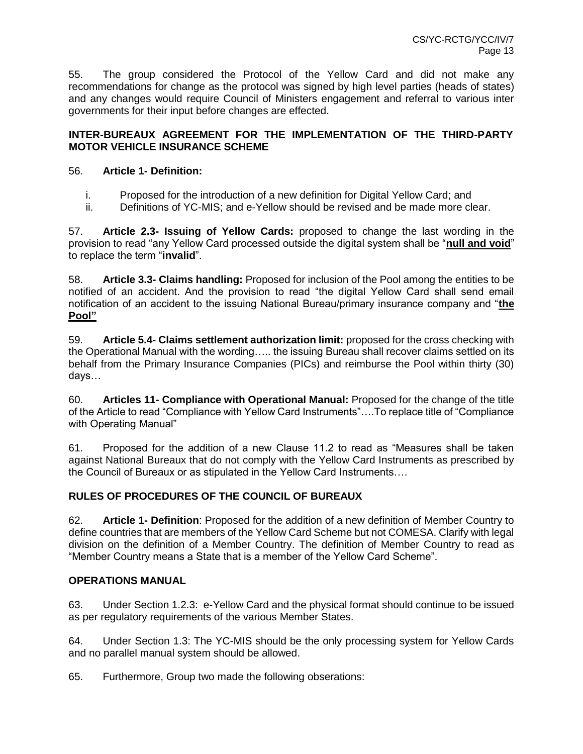55. The group considered the Protocol of the Yellow Card and did not make any recommendations for change as the protocol was signed by high level parties (heads of states) and any changes would require Council of Ministers engagement and referral to various inter governments for their input before changes are effected.

## INTER-BUREAUX AGREEMENT FOR THE IMPLEMENTATION OF THE THIRD-PARTY MOTOR VEHICLE INSURANCE SCHEME

56. **Article 1- Definition:**

i. Proposed for the introduction of a new definition for Digital Yellow Card; and
ii. Definitions of YC-MIS; and e-Yellow should be revised and be made more clear.

57. **Article 2.3- Issuing of Yellow Cards:** proposed to change the last wording in the provision to read "any Yellow Card processed outside the digital system shall be "**<u>null and void</u>**" to replace the term "**invalid**".

58. **Article 3.3- Claims handling:** Proposed for inclusion of the Pool among the entities to be notified of an accident. And the provision to read "the digital Yellow Card shall send email notification of an accident to the issuing National Bureau/primary insurance company and "**<u>the Pool"</u>**

59. **Article 5.4- Claims settlement authorization limit:** proposed for the cross checking with the Operational Manual with the wording….. the issuing Bureau shall recover claims settled on its behalf from the Primary Insurance Companies (PICs) and reimburse the Pool within thirty (30) days…

60. **Articles 11- Compliance with Operational Manual:** Proposed for the change of the title of the Article to read "Compliance with Yellow Card Instruments"….To replace title of "Compliance with Operating Manual"

61. Proposed for the addition of a new Clause 11.2 to read as "Measures shall be taken against National Bureaux that do not comply with the Yellow Card Instruments as prescribed by the Council of Bureaux or as stipulated in the Yellow Card Instruments….

## RULES OF PROCEDURES OF THE COUNCIL OF BUREAUX

62. **Article 1- Definition**: Proposed for the addition of a new definition of Member Country to define countries that are members of the Yellow Card Scheme but not COMESA. Clarify with legal division on the definition of a Member Country. The definition of Member Country to read as "Member Country means a State that is a member of the Yellow Card Scheme".

## OPERATIONS MANUAL

63. Under Section 1.2.3: e-Yellow Card and the physical format should continue to be issued as per regulatory requirements of the various Member States.

64. Under Section 1.3: The YC-MIS should be the only processing system for Yellow Cards and no parallel manual system should be allowed.

65. Furthermore, Group two made the following obserations: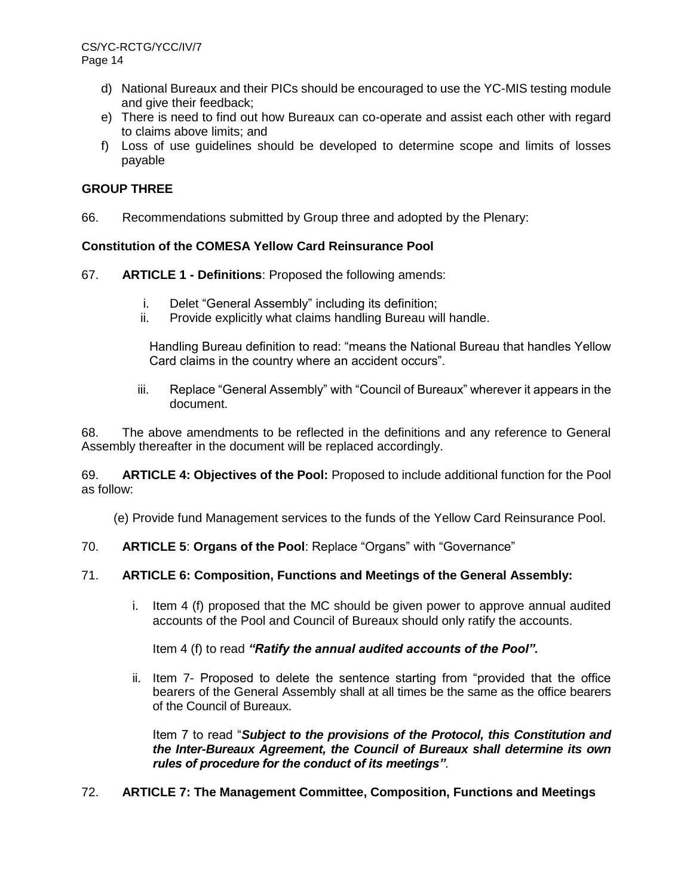d) National Bureaux and their PICs should be encouraged to use the YC-MIS testing module and give their feedback;
e) There is need to find out how Bureaux can co-operate and assist each other with regard to claims above limits; and
f) Loss of use guidelines should be developed to determine scope and limits of losses payable

**GROUP THREE**

66. Recommendations submitted by Group three and adopted by the Plenary:

**Constitution of the COMESA Yellow Card Reinsurance Pool**

67. **ARTICLE 1 - Definitions**: Proposed the following amends:

i. Delet "General Assembly" including its definition;
ii. Provide explicitly what claims handling Bureau will handle.

   Handling Bureau definition to read: "means the National Bureau that handles Yellow Card claims in the country where an accident occurs".

iii. Replace "General Assembly" with "Council of Bureaux" wherever it appears in the document.

68. The above amendments to be reflected in the definitions and any reference to General Assembly thereafter in the document will be replaced accordingly.

69. **ARTICLE 4: Objectives of the Pool:** Proposed to include additional function for the Pool as follow:

(e) Provide fund Management services to the funds of the Yellow Card Reinsurance Pool.

70. **ARTICLE 5**: **Organs of the Pool**: Replace "Organs" with "Governance"

71. **ARTICLE 6: Composition, Functions and Meetings of the General Assembly:**

i. Item 4 (f) proposed that the MC should be given power to approve annual audited accounts of the Pool and Council of Bureaux should only ratify the accounts.

   Item 4 (f) to read ***"Ratify the annual audited accounts of the Pool".***

ii. Item 7- Proposed to delete the sentence starting from "provided that the office bearers of the General Assembly shall at all times be the same as the office bearers of the Council of Bureaux.

   Item 7 to read "***Subject to the provisions of the Protocol, this Constitution and the Inter-Bureaux Agreement, the Council of Bureaux shall determine its own rules of procedure for the conduct of its meetings"***.

72. **ARTICLE 7: The Management Committee, Composition, Functions and Meetings**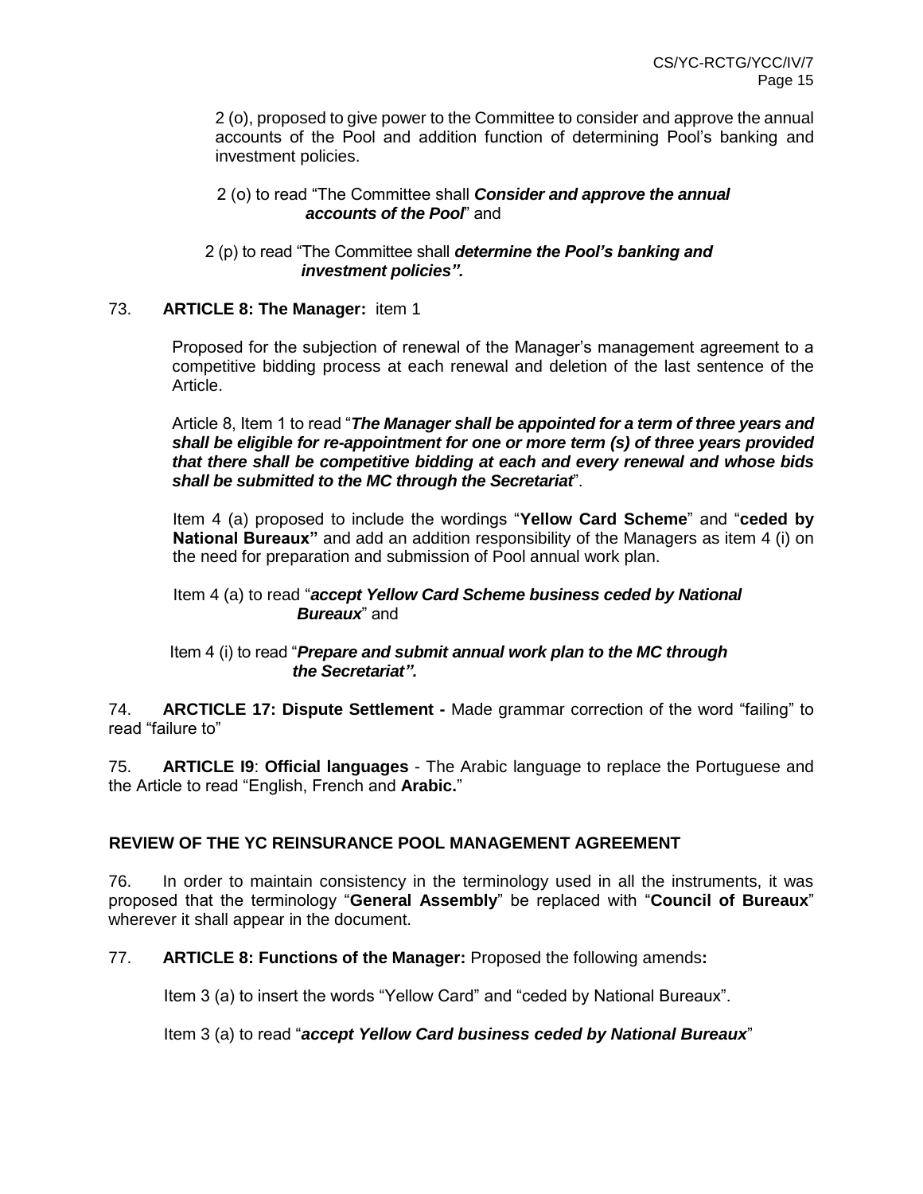2 (o), proposed to give power to the Committee to consider and approve the annual accounts of the Pool and addition function of determining Pool's banking and investment policies.

2 (o) to read "The Committee shall ***Consider and approve the annual accounts of the Pool***" and

2 (p) to read "The Committee shall ***determine the Pool's banking and investment policies".***

73. **ARTICLE 8: The Manager:** item 1

Proposed for the subjection of renewal of the Manager's management agreement to a competitive bidding process at each renewal and deletion of the last sentence of the Article.

Article 8, Item 1 to read "***The Manager shall be appointed for a term of three years and shall be eligible for re-appointment for one or more term (s) of three years provided that there shall be competitive bidding at each and every renewal and whose bids shall be submitted to the MC through the Secretariat***".

Item 4 (a) proposed to include the wordings "**Yellow Card Scheme**" and "**ceded by National Bureaux"** and add an addition responsibility of the Managers as item 4 (i) on the need for preparation and submission of Pool annual work plan.

Item 4 (a) to read "***accept Yellow Card Scheme business ceded by National Bureaux***" and

Item 4 (i) to read "***Prepare and submit annual work plan to the MC through the Secretariat".***

74. **ARCTICLE 17: Dispute Settlement -** Made grammar correction of the word "failing" to read "failure to"

75. **ARTICLE I9**: **Official languages** - The Arabic language to replace the Portuguese and the Article to read "English, French and **Arabic.**"

## REVIEW OF THE YC REINSURANCE POOL MANAGEMENT AGREEMENT

76. In order to maintain consistency in the terminology used in all the instruments, it was proposed that the terminology "**General Assembly**" be replaced with "**Council of Bureaux**" wherever it shall appear in the document.

77. **ARTICLE 8: Functions of the Manager:** Proposed the following amends**:**

Item 3 (a) to insert the words "Yellow Card" and "ceded by National Bureaux".

Item 3 (a) to read "***accept Yellow Card business ceded by National Bureaux***"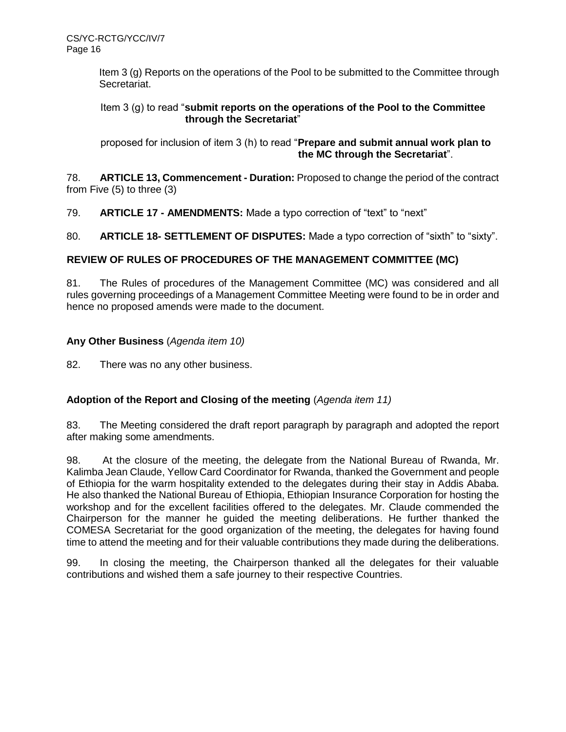Item 3 (g) Reports on the operations of the Pool to be submitted to the Committee through Secretariat.

Item 3 (g) to read "**submit reports on the operations of the Pool to the Committee through the Secretariat**"

proposed for inclusion of item 3 (h) to read "**Prepare and submit annual work plan to the MC through the Secretariat**".

78. **ARTICLE 13, Commencement - Duration:** Proposed to change the period of the contract from Five (5) to three (3)

79. **ARTICLE 17 - AMENDMENTS:** Made a typo correction of "text" to "next"

80. **ARTICLE 18- SETTLEMENT OF DISPUTES:** Made a typo correction of "sixth" to "sixty".

**REVIEW OF RULES OF PROCEDURES OF THE MANAGEMENT COMMITTEE (MC)**

81. The Rules of procedures of the Management Committee (MC) was considered and all rules governing proceedings of a Management Committee Meeting were found to be in order and hence no proposed amends were made to the document.

**Any Other Business** (*Agenda item 10)*

82. There was no any other business.

**Adoption of the Report and Closing of the meeting** (*Agenda item 11)*

83. The Meeting considered the draft report paragraph by paragraph and adopted the report after making some amendments.

98. At the closure of the meeting, the delegate from the National Bureau of Rwanda, Mr. Kalimba Jean Claude, Yellow Card Coordinator for Rwanda, thanked the Government and people of Ethiopia for the warm hospitality extended to the delegates during their stay in Addis Ababa. He also thanked the National Bureau of Ethiopia, Ethiopian Insurance Corporation for hosting the workshop and for the excellent facilities offered to the delegates. Mr. Claude commended the Chairperson for the manner he guided the meeting deliberations. He further thanked the COMESA Secretariat for the good organization of the meeting, the delegates for having found time to attend the meeting and for their valuable contributions they made during the deliberations.

99. In closing the meeting, the Chairperson thanked all the delegates for their valuable contributions and wished them a safe journey to their respective Countries.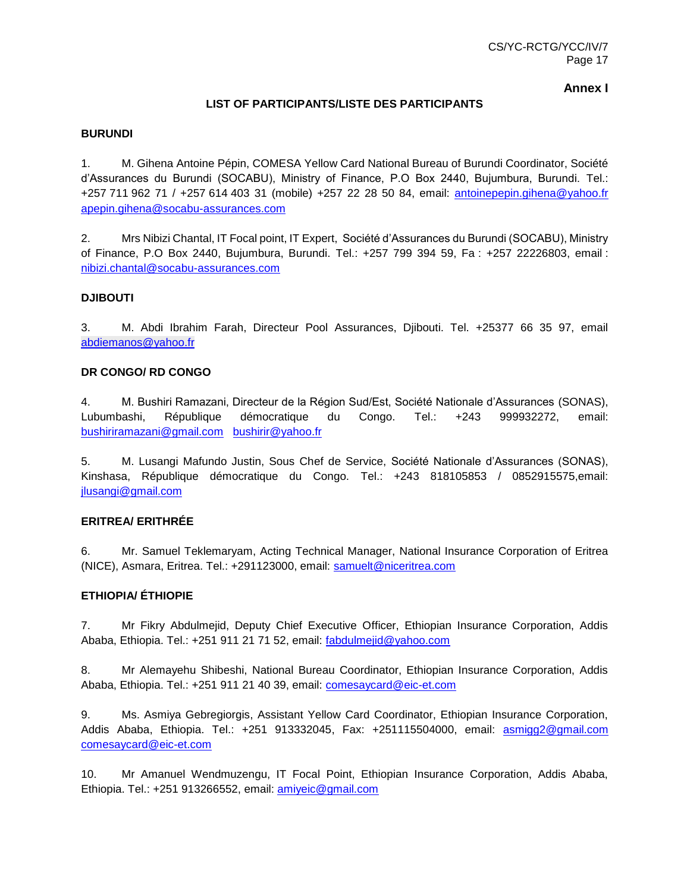**Annex I**

**LIST OF PARTICIPANTS/LISTE DES PARTICIPANTS**

**BURUNDI**

1. M. Gihena Antoine Pépin, COMESA Yellow Card National Bureau of Burundi Coordinator, Société d'Assurances du Burundi (SOCABU), Ministry of Finance, P.O Box 2440, Bujumbura, Burundi. Tel.: +257 711 962 71 / +257 614 403 31 (mobile) +257 22 28 50 84, email: antoinepepin.gihena@yahoo.fr apepin.gihena@socabu-assurances.com

2. Mrs Nibizi Chantal, IT Focal point, IT Expert, Société d'Assurances du Burundi (SOCABU), Ministry of Finance, P.O Box 2440, Bujumbura, Burundi. Tel.: +257 799 394 59, Fa : +257 22226803, email : nibizi.chantal@socabu-assurances.com

**DJIBOUTI**

3. M. Abdi Ibrahim Farah, Directeur Pool Assurances, Djibouti. Tel. +25377 66 35 97, email abdiemanos@yahoo.fr

**DR CONGO/ RD CONGO**

4. M. Bushiri Ramazani, Directeur de la Région Sud/Est, Société Nationale d'Assurances (SONAS), Lubumbashi, République démocratique du Congo. Tel.: +243 999932272, email: bushiriramazani@gmail.com bushirir@yahoo.fr

5. M. Lusangi Mafundo Justin, Sous Chef de Service, Société Nationale d'Assurances (SONAS), Kinshasa, République démocratique du Congo. Tel.: +243 818105853 / 0852915575,email: jlusangi@gmail.com

**ERITREA/ ERITHRÉE**

6. Mr. Samuel Teklemaryam, Acting Technical Manager, National Insurance Corporation of Eritrea (NICE), Asmara, Eritrea. Tel.: +291123000, email: samuelt@niceritrea.com

**ETHIOPIA/ ÉTHIOPIE**

7. Mr Fikry Abdulmejid, Deputy Chief Executive Officer, Ethiopian Insurance Corporation, Addis Ababa, Ethiopia. Tel.: +251 911 21 71 52, email: fabdulmejid@yahoo.com

8. Mr Alemayehu Shibeshi, National Bureau Coordinator, Ethiopian Insurance Corporation, Addis Ababa, Ethiopia. Tel.: +251 911 21 40 39, email: comesaycard@eic-et.com

9. Ms. Asmiya Gebregiorgis, Assistant Yellow Card Coordinator, Ethiopian Insurance Corporation, Addis Ababa, Ethiopia. Tel.: +251 913332045, Fax: +251115504000, email: asmigg2@gmail.com comesaycard@eic-et.com

10. Mr Amanuel Wendmuzengu, IT Focal Point, Ethiopian Insurance Corporation, Addis Ababa, Ethiopia. Tel.: +251 913266552, email: amiyeic@gmail.com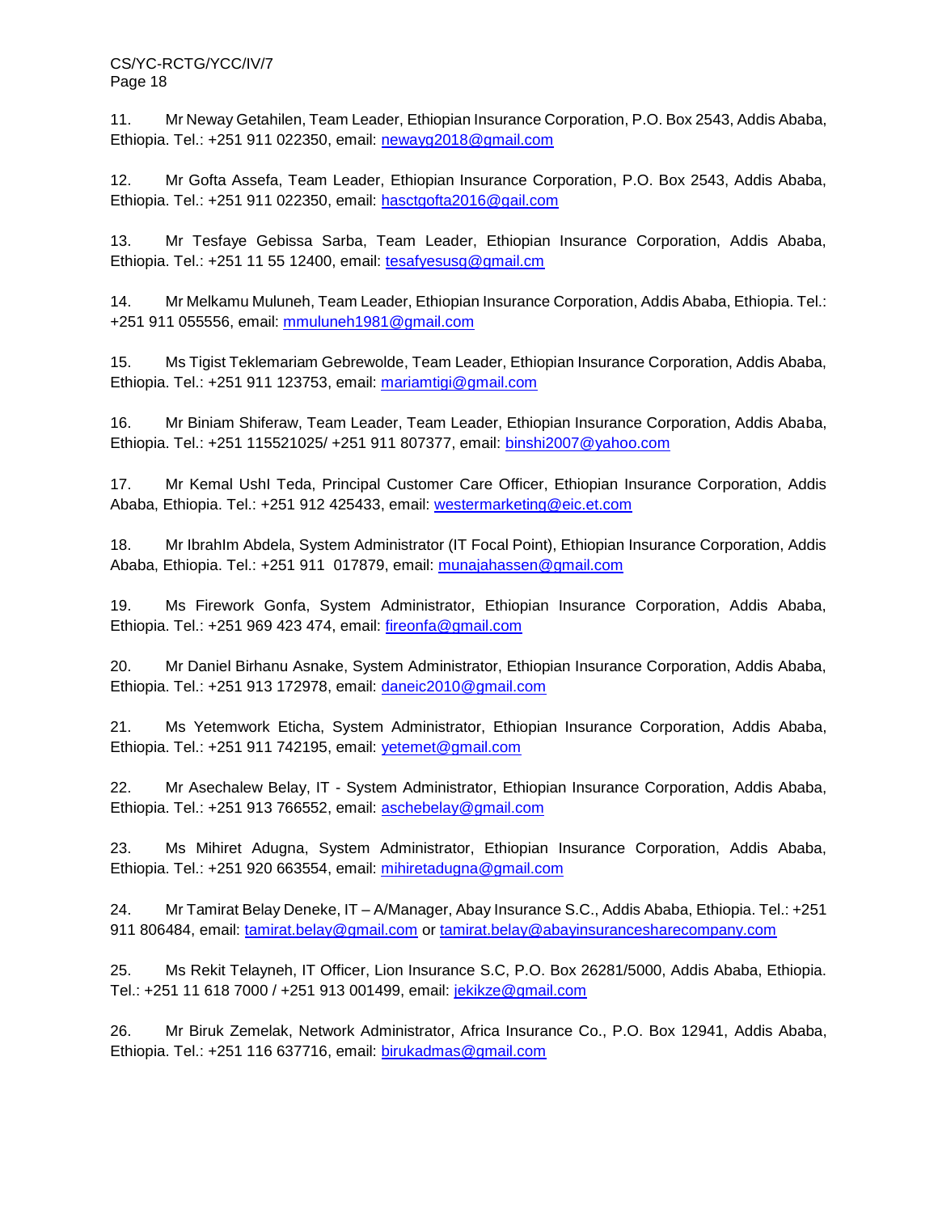11. Mr Neway Getahilen, Team Leader, Ethiopian Insurance Corporation, P.O. Box 2543, Addis Ababa, Ethiopia. Tel.: +251 911 022350, email: newayg2018@gmail.com

12. Mr Gofta Assefa, Team Leader, Ethiopian Insurance Corporation, P.O. Box 2543, Addis Ababa, Ethiopia. Tel.: +251 911 022350, email: hasctgofta2016@gail.com

13. Mr Tesfaye Gebissa Sarba, Team Leader, Ethiopian Insurance Corporation, Addis Ababa, Ethiopia. Tel.: +251 11 55 12400, email: tesafyesusg@gmail.cm

14. Mr Melkamu Muluneh, Team Leader, Ethiopian Insurance Corporation, Addis Ababa, Ethiopia. Tel.: +251 911 055556, email: mmuluneh1981@gmail.com

15. Ms Tigist Teklemariam Gebrewolde, Team Leader, Ethiopian Insurance Corporation, Addis Ababa, Ethiopia. Tel.: +251 911 123753, email: mariamtigi@gmail.com

16. Mr Biniam Shiferaw, Team Leader, Team Leader, Ethiopian Insurance Corporation, Addis Ababa, Ethiopia. Tel.: +251 115521025/ +251 911 807377, email: binshi2007@yahoo.com

17. Mr Kemal UshI Teda, Principal Customer Care Officer, Ethiopian Insurance Corporation, Addis Ababa, Ethiopia. Tel.: +251 912 425433, email: westermarketing@eic.et.com

18. Mr IbrahIm Abdela, System Administrator (IT Focal Point), Ethiopian Insurance Corporation, Addis Ababa, Ethiopia. Tel.: +251 911 017879, email: munajahassen@gmail.com

19. Ms Firework Gonfa, System Administrator, Ethiopian Insurance Corporation, Addis Ababa, Ethiopia. Tel.: +251 969 423 474, email: fireonfa@gmail.com

20. Mr Daniel Birhanu Asnake, System Administrator, Ethiopian Insurance Corporation, Addis Ababa, Ethiopia. Tel.: +251 913 172978, email: daneic2010@gmail.com

21. Ms Yetemwork Eticha, System Administrator, Ethiopian Insurance Corporation, Addis Ababa, Ethiopia. Tel.: +251 911 742195, email: yetemet@gmail.com

22. Mr Asechalew Belay, IT - System Administrator, Ethiopian Insurance Corporation, Addis Ababa, Ethiopia. Tel.: +251 913 766552, email: aschebelay@gmail.com

23. Ms Mihiret Adugna, System Administrator, Ethiopian Insurance Corporation, Addis Ababa, Ethiopia. Tel.: +251 920 663554, email: mihiretadugna@gmail.com

24. Mr Tamirat Belay Deneke, IT – A/Manager, Abay Insurance S.C., Addis Ababa, Ethiopia. Tel.: +251 911 806484, email: tamirat.belay@gmail.com or tamirat.belay@abayinsurancesharecompany.com

25. Ms Rekit Telayneh, IT Officer, Lion Insurance S.C, P.O. Box 26281/5000, Addis Ababa, Ethiopia. Tel.: +251 11 618 7000 / +251 913 001499, email: jekikze@gmail.com

26. Mr Biruk Zemelak, Network Administrator, Africa Insurance Co., P.O. Box 12941, Addis Ababa, Ethiopia. Tel.: +251 116 637716, email: birukadmas@gmail.com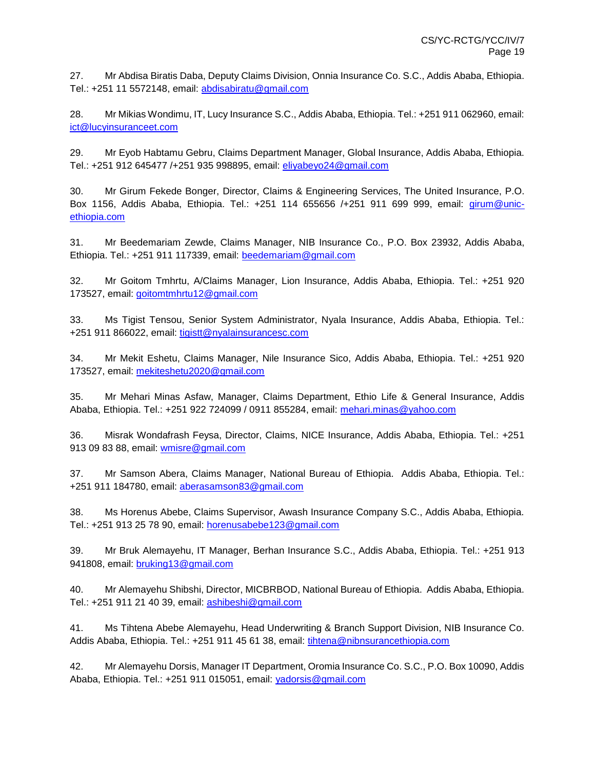27. Mr Abdisa Biratis Daba, Deputy Claims Division, Onnia Insurance Co. S.C., Addis Ababa, Ethiopia. Tel.: +251 11 5572148, email: abdisabiratu@gmail.com

28. Mr Mikias Wondimu, IT, Lucy Insurance S.C., Addis Ababa, Ethiopia. Tel.: +251 911 062960, email: ict@lucyinsuranceet.com

29. Mr Eyob Habtamu Gebru, Claims Department Manager, Global Insurance, Addis Ababa, Ethiopia. Tel.: +251 912 645477 /+251 935 998895, email: eliyabeyo24@gmail.com

30. Mr Girum Fekede Bonger, Director, Claims & Engineering Services, The United Insurance, P.O. Box 1156, Addis Ababa, Ethiopia. Tel.: +251 114 655656 /+251 911 699 999, email: girum@unic-ethiopia.com

31. Mr Beedemariam Zewde, Claims Manager, NIB Insurance Co., P.O. Box 23932, Addis Ababa, Ethiopia. Tel.: +251 911 117339, email: beedemariam@gmail.com

32. Mr Goitom Tmhrtu, A/Claims Manager, Lion Insurance, Addis Ababa, Ethiopia. Tel.: +251 920 173527, email: goitomtmhrtu12@gmail.com

33. Ms Tigist Tensou, Senior System Administrator, Nyala Insurance, Addis Ababa, Ethiopia. Tel.: +251 911 866022, email: tigistt@nyalainsurancesc.com

34. Mr Mekit Eshetu, Claims Manager, Nile Insurance Sico, Addis Ababa, Ethiopia. Tel.: +251 920 173527, email: mekiteshetu2020@gmail.com

35. Mr Mehari Minas Asfaw, Manager, Claims Department, Ethio Life & General Insurance, Addis Ababa, Ethiopia. Tel.: +251 922 724099 / 0911 855284, email: mehari.minas@yahoo.com

36. Misrak Wondafrash Feysa, Director, Claims, NICE Insurance, Addis Ababa, Ethiopia. Tel.: +251 913 09 83 88, email: wmisre@gmail.com

37. Mr Samson Abera, Claims Manager, National Bureau of Ethiopia. Addis Ababa, Ethiopia. Tel.: +251 911 184780, email: aberasamson83@gmail.com

38. Ms Horenus Abebe, Claims Supervisor, Awash Insurance Company S.C., Addis Ababa, Ethiopia. Tel.: +251 913 25 78 90, email: horenusabebe123@gmail.com

39. Mr Bruk Alemayehu, IT Manager, Berhan Insurance S.C., Addis Ababa, Ethiopia. Tel.: +251 913 941808, email: bruking13@gmail.com

40. Mr Alemayehu Shibshi, Director, MICBRBOD, National Bureau of Ethiopia. Addis Ababa, Ethiopia. Tel.: +251 911 21 40 39, email: ashibeshi@gmail.com

41. Ms Tihtena Abebe Alemayehu, Head Underwriting & Branch Support Division, NIB Insurance Co. Addis Ababa, Ethiopia. Tel.: +251 911 45 61 38, email: tihtena@nibnsurancethiopia.com

42. Mr Alemayehu Dorsis, Manager IT Department, Oromia Insurance Co. S.C., P.O. Box 10090, Addis Ababa, Ethiopia. Tel.: +251 911 015051, email: yadorsis@gmail.com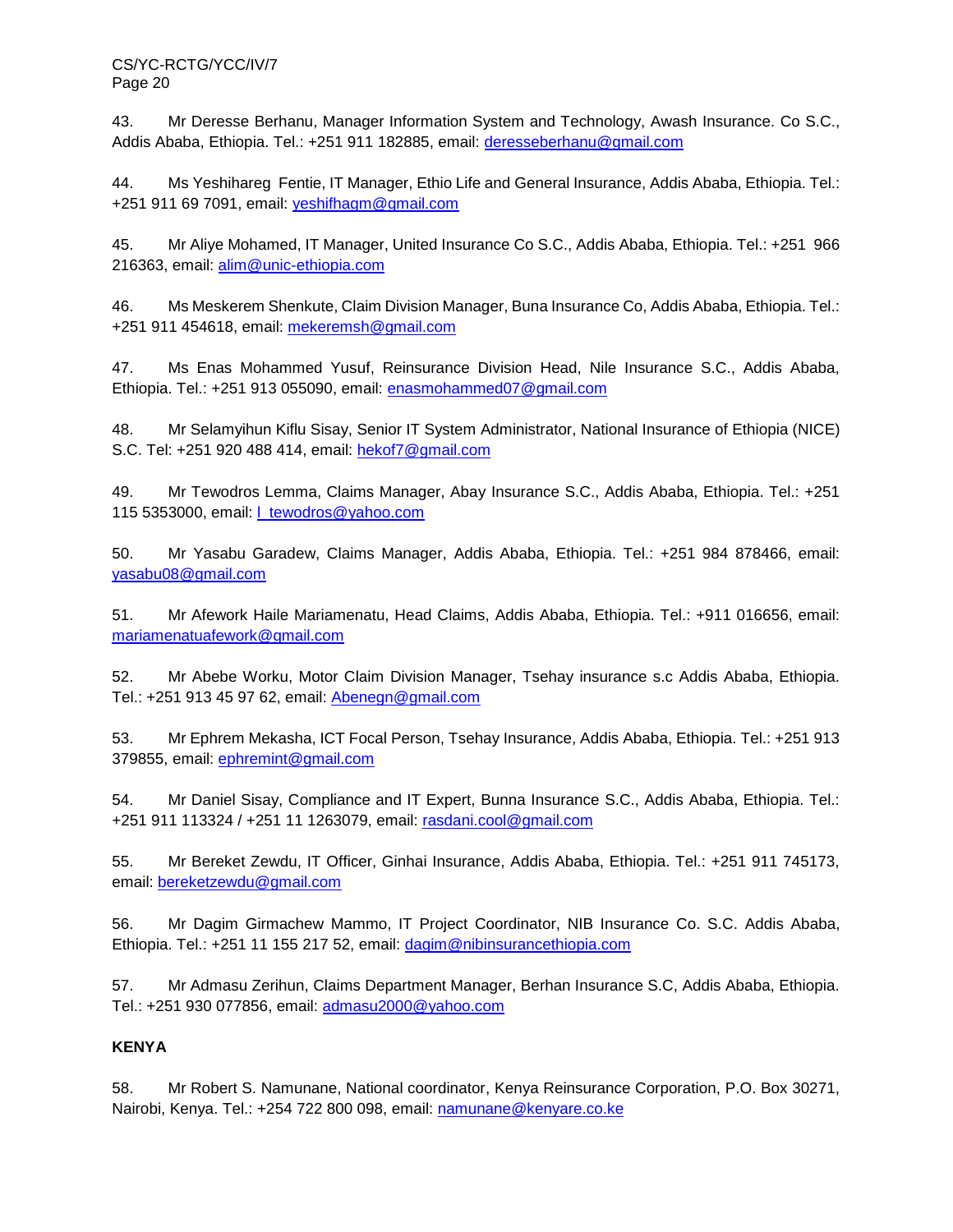43. Mr Deresse Berhanu, Manager Information System and Technology, Awash Insurance. Co S.C., Addis Ababa, Ethiopia. Tel.: +251 911 182885, email: deresseberhanu@gmail.com

44. Ms Yeshihareg Fentie, IT Manager, Ethio Life and General Insurance, Addis Ababa, Ethiopia. Tel.: +251 911 69 7091, email: yeshifhagm@gmail.com

45. Mr Aliye Mohamed, IT Manager, United Insurance Co S.C., Addis Ababa, Ethiopia. Tel.: +251 966 216363, email: alim@unic-ethiopia.com

46. Ms Meskerem Shenkute, Claim Division Manager, Buna Insurance Co, Addis Ababa, Ethiopia. Tel.: +251 911 454618, email: mekeremsh@gmail.com

47. Ms Enas Mohammed Yusuf, Reinsurance Division Head, Nile Insurance S.C., Addis Ababa, Ethiopia. Tel.: +251 913 055090, email: enasmohammed07@gmail.com

48. Mr Selamyihun Kiflu Sisay, Senior IT System Administrator, National Insurance of Ethiopia (NICE) S.C. Tel: +251 920 488 414, email: hekof7@gmail.com

49. Mr Tewodros Lemma, Claims Manager, Abay Insurance S.C., Addis Ababa, Ethiopia. Tel.: +251 115 5353000, email: l_tewodros@yahoo.com

50. Mr Yasabu Garadew, Claims Manager, Addis Ababa, Ethiopia. Tel.: +251 984 878466, email: yasabu08@gmail.com

51. Mr Afework Haile Mariamenatu, Head Claims, Addis Ababa, Ethiopia. Tel.: +911 016656, email: mariamenatuafework@gmail.com

52. Mr Abebe Worku, Motor Claim Division Manager, Tsehay insurance s.c Addis Ababa, Ethiopia. Tel.: +251 913 45 97 62, email: Abenegn@gmail.com

53. Mr Ephrem Mekasha, ICT Focal Person, Tsehay Insurance, Addis Ababa, Ethiopia. Tel.: +251 913 379855, email: ephremint@gmail.com

54. Mr Daniel Sisay, Compliance and IT Expert, Bunna Insurance S.C., Addis Ababa, Ethiopia. Tel.: +251 911 113324 / +251 11 1263079, email: rasdani.cool@gmail.com

55. Mr Bereket Zewdu, IT Officer, Ginhai Insurance, Addis Ababa, Ethiopia. Tel.: +251 911 745173, email: bereketzewdu@gmail.com

56. Mr Dagim Girmachew Mammo, IT Project Coordinator, NIB Insurance Co. S.C. Addis Ababa, Ethiopia. Tel.: +251 11 155 217 52, email: dagim@nibinsurancethiopia.com

57. Mr Admasu Zerihun, Claims Department Manager, Berhan Insurance S.C, Addis Ababa, Ethiopia. Tel.: +251 930 077856, email: admasu2000@yahoo.com

**KENYA**

58. Mr Robert S. Namunane, National coordinator, Kenya Reinsurance Corporation, P.O. Box 30271, Nairobi, Kenya. Tel.: +254 722 800 098, email: namunane@kenyare.co.ke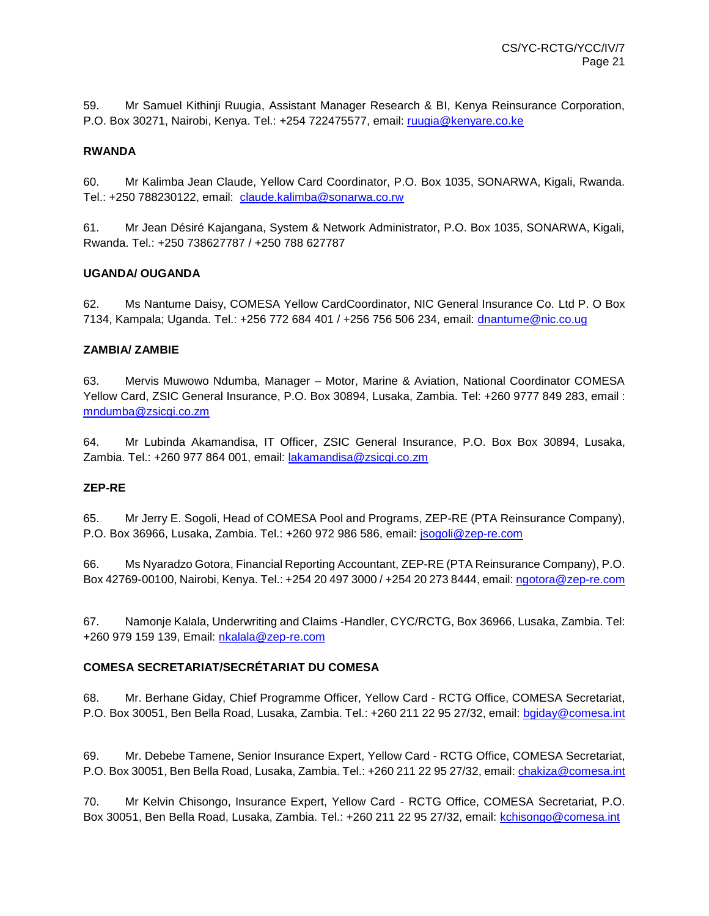59. Mr Samuel Kithinji Ruugia, Assistant Manager Research & BI, Kenya Reinsurance Corporation, P.O. Box 30271, Nairobi, Kenya. Tel.: +254 722475577, email: ruugia@kenyare.co.ke

**RWANDA**

60. Mr Kalimba Jean Claude, Yellow Card Coordinator, P.O. Box 1035, SONARWA, Kigali, Rwanda. Tel.: +250 788230122, email: claude.kalimba@sonarwa.co.rw

61. Mr Jean Désiré Kajangana, System & Network Administrator, P.O. Box 1035, SONARWA, Kigali, Rwanda. Tel.: +250 738627787 / +250 788 627787

**UGANDA/ OUGANDA**

62. Ms Nantume Daisy, COMESA Yellow CardCoordinator, NIC General Insurance Co. Ltd P. O Box 7134, Kampala; Uganda. Tel.: +256 772 684 401 / +256 756 506 234, email: dnantume@nic.co.ug

**ZAMBIA/ ZAMBIE**

63. Mervis Muwowo Ndumba, Manager – Motor, Marine & Aviation, National Coordinator COMESA Yellow Card, ZSIC General Insurance, P.O. Box 30894, Lusaka, Zambia. Tel: +260 9777 849 283, email : mndumba@zsicgi.co.zm

64. Mr Lubinda Akamandisa, IT Officer, ZSIC General Insurance, P.O. Box Box 30894, Lusaka, Zambia. Tel.: +260 977 864 001, email: lakamandisa@zsicgi.co.zm

**ZEP-RE**

65. Mr Jerry E. Sogoli, Head of COMESA Pool and Programs, ZEP-RE (PTA Reinsurance Company), P.O. Box 36966, Lusaka, Zambia. Tel.: +260 972 986 586, email: jsogoli@zep-re.com

66. Ms Nyaradzo Gotora, Financial Reporting Accountant, ZEP-RE (PTA Reinsurance Company), P.O. Box 42769-00100, Nairobi, Kenya. Tel.: +254 20 497 3000 / +254 20 273 8444, email: ngotora@zep-re.com

67. Namonje Kalala, Underwriting and Claims -Handler, CYC/RCTG, Box 36966, Lusaka, Zambia. Tel: +260 979 159 139, Email: nkalala@zep-re.com

**COMESA SECRETARIAT/SECRÉTARIAT DU COMESA**

68. Mr. Berhane Giday, Chief Programme Officer, Yellow Card - RCTG Office, COMESA Secretariat, P.O. Box 30051, Ben Bella Road, Lusaka, Zambia. Tel.: +260 211 22 95 27/32, email: bgiday@comesa.int

69. Mr. Debebe Tamene, Senior Insurance Expert, Yellow Card - RCTG Office, COMESA Secretariat, P.O. Box 30051, Ben Bella Road, Lusaka, Zambia. Tel.: +260 211 22 95 27/32, email: chakiza@comesa.int

70. Mr Kelvin Chisongo, Insurance Expert, Yellow Card - RCTG Office, COMESA Secretariat, P.O. Box 30051, Ben Bella Road, Lusaka, Zambia. Tel.: +260 211 22 95 27/32, email: kchisongo@comesa.int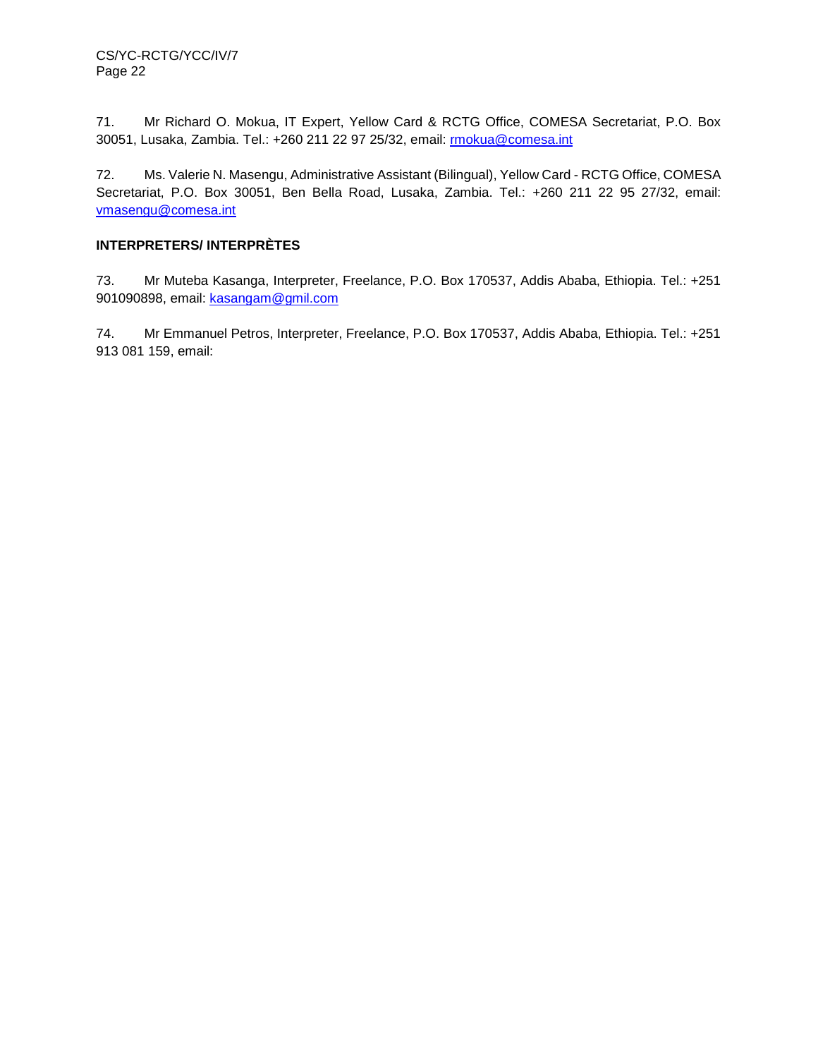71. Mr Richard O. Mokua, IT Expert, Yellow Card & RCTG Office, COMESA Secretariat, P.O. Box 30051, Lusaka, Zambia. Tel.: +260 211 22 97 25/32, email: rmokua@comesa.int

72. Ms. Valerie N. Masengu, Administrative Assistant (Bilingual), Yellow Card - RCTG Office, COMESA Secretariat, P.O. Box 30051, Ben Bella Road, Lusaka, Zambia. Tel.: +260 211 22 95 27/32, email: vmasengu@comesa.int

**INTERPRETERS/ INTERPRÈTES**

73. Mr Muteba Kasanga, Interpreter, Freelance, P.O. Box 170537, Addis Ababa, Ethiopia. Tel.: +251 901090898, email: kasangam@gmil.com

74. Mr Emmanuel Petros, Interpreter, Freelance, P.O. Box 170537, Addis Ababa, Ethiopia. Tel.: +251 913 081 159, email: